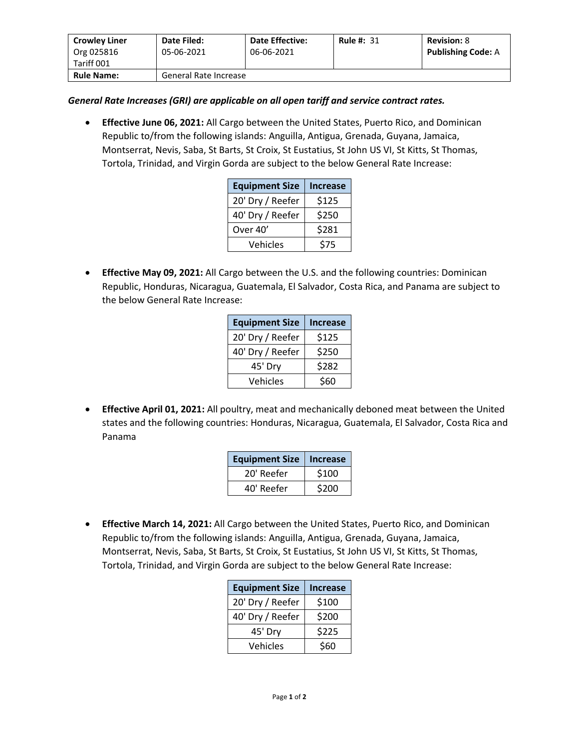| Crowley Liner Org 025816 Tariff 001 | Date Filed: 05-06-2021 | Date Effective: 06-06-2021 | Rule #: 31 | Revision: 8 Publishing Code: A |
|---|---|---|---|---|
| **Rule Name:** | General Rate Increase | | | |

***General Rate Increases (GRI) are applicable on all open tariff and service contract rates.***

- **Effective June 06, 2021:** All Cargo between the United States, Puerto Rico, and Dominican Republic to/from the following islands: Anguilla, Antigua, Grenada, Guyana, Jamaica, Montserrat, Nevis, Saba, St Barts, St Croix, St Eustatius, St John US VI, St Kitts, St Thomas, Tortola, Trinidad, and Virgin Gorda are subject to the below General Rate Increase:

| Equipment Size | Increase |
|---|---|
| 20' Dry / Reefer | $125 |
| 40' Dry / Reefer | $250 |
| Over 40' | $281 |
| Vehicles | $75 |

- **Effective May 09, 2021:** All Cargo between the U.S. and the following countries: Dominican Republic, Honduras, Nicaragua, Guatemala, El Salvador, Costa Rica, and Panama are subject to the below General Rate Increase:

| Equipment Size | Increase |
|---|---|
| 20' Dry / Reefer | $125 |
| 40' Dry / Reefer | $250 |
| 45' Dry | $282 |
| Vehicles | $60 |

- **Effective April 01, 2021:** All poultry, meat and mechanically deboned meat between the United states and the following countries: Honduras, Nicaragua, Guatemala, El Salvador, Costa Rica and Panama

| Equipment Size | Increase |
|---|---|
| 20' Reefer | $100 |
| 40' Reefer | $200 |

- **Effective March 14, 2021:** All Cargo between the United States, Puerto Rico, and Dominican Republic to/from the following islands: Anguilla, Antigua, Grenada, Guyana, Jamaica, Montserrat, Nevis, Saba, St Barts, St Croix, St Eustatius, St John US VI, St Kitts, St Thomas, Tortola, Trinidad, and Virgin Gorda are subject to the below General Rate Increase:

| Equipment Size | Increase |
|---|---|
| 20' Dry / Reefer | $100 |
| 40' Dry / Reefer | $200 |
| 45' Dry | $225 |
| Vehicles | $60 |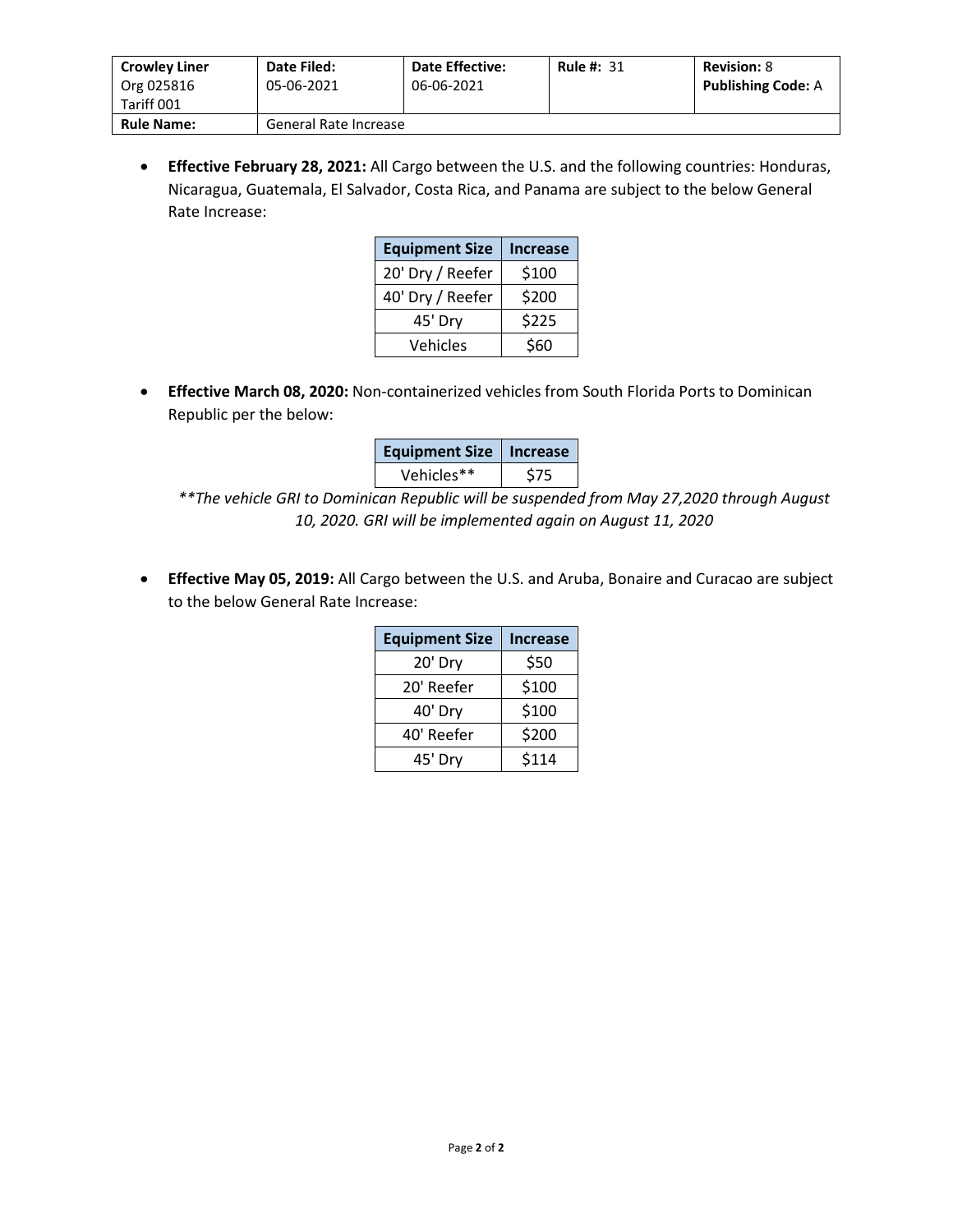| Crowley Liner Org 025816 Tariff 001 | Date Filed: 05-06-2021 | Date Effective: 06-06-2021 | Rule #: 31 | Revision: 8 Publishing Code: A |
|---|---|---|---|---|
| **Rule Name:** | General Rate Increase | | | |

- **Effective February 28, 2021:** All Cargo between the U.S. and the following countries: Honduras, Nicaragua, Guatemala, El Salvador, Costa Rica, and Panama are subject to the below General Rate Increase:

| Equipment Size | Increase |
|---|---|
| 20' Dry / Reefer | $100 |
| 40' Dry / Reefer | $200 |
| 45' Dry | $225 |
| Vehicles | $60 |

- **Effective March 08, 2020:** Non-containerized vehicles from South Florida Ports to Dominican Republic per the below:

| Equipment Size | Increase |
|---|---|
| Vehicles** | $75 |

*The vehicle GRI to Dominican Republic will be suspended from May 27,2020 through August 10, 2020. GRI will be implemented again on August 11, 2020*

- **Effective May 05, 2019:** All Cargo between the U.S. and Aruba, Bonaire and Curacao are subject to the below General Rate Increase:

| Equipment Size | Increase |
|---|---|
| 20' Dry | $50 |
| 20' Reefer | $100 |
| 40' Dry | $100 |
| 40' Reefer | $200 |
| 45' Dry | $114 |